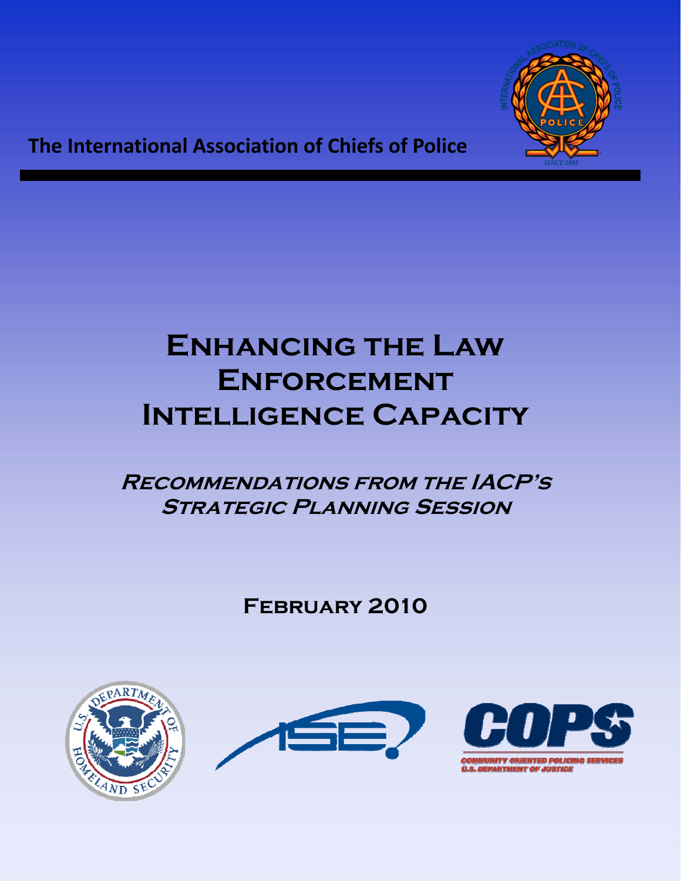The International Association of Chiefs of Police

# Enhancing the Law Enforcement Intelligence Capacity

## *Recommendations from the IACP's Strategic Planning Session*

### February 2010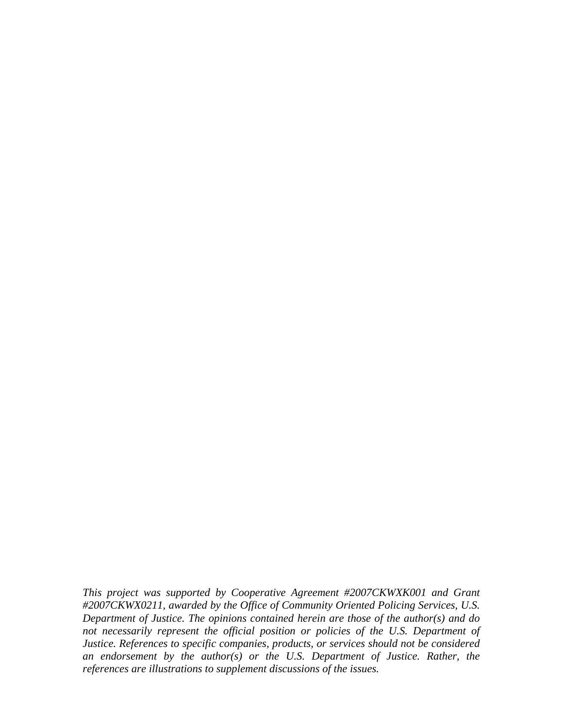*This project was supported by Cooperative Agreement #2007CKWXK001 and Grant #2007CKWX0211, awarded by the Office of Community Oriented Policing Services, U.S. Department of Justice. The opinions contained herein are those of the author(s) and do not necessarily represent the official position or policies of the U.S. Department of Justice. References to specific companies, products, or services should not be considered an endorsement by the author(s) or the U.S. Department of Justice. Rather, the references are illustrations to supplement discussions of the issues.*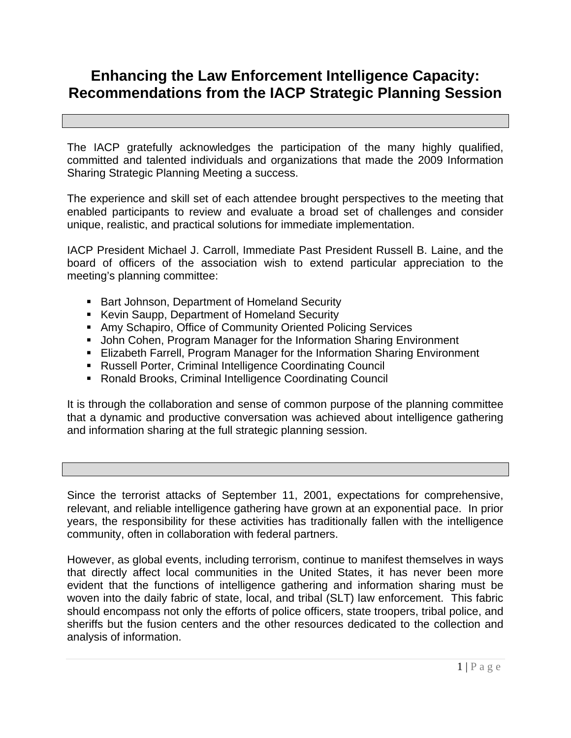# Enhancing the Law Enforcement Intelligence Capacity: Recommendations from the IACP Strategic Planning Session

The IACP gratefully acknowledges the participation of the many highly qualified, committed and talented individuals and organizations that made the 2009 Information Sharing Strategic Planning Meeting a success.

The experience and skill set of each attendee brought perspectives to the meeting that enabled participants to review and evaluate a broad set of challenges and consider unique, realistic, and practical solutions for immediate implementation.

IACP President Michael J. Carroll, Immediate Past President Russell B. Laine, and the board of officers of the association wish to extend particular appreciation to the meeting's planning committee:

- Bart Johnson, Department of Homeland Security
- Kevin Saupp, Department of Homeland Security
- Amy Schapiro, Office of Community Oriented Policing Services
- John Cohen, Program Manager for the Information Sharing Environment
- Elizabeth Farrell, Program Manager for the Information Sharing Environment
- Russell Porter, Criminal Intelligence Coordinating Council
- Ronald Brooks, Criminal Intelligence Coordinating Council

It is through the collaboration and sense of common purpose of the planning committee that a dynamic and productive conversation was achieved about intelligence gathering and information sharing at the full strategic planning session.

Since the terrorist attacks of September 11, 2001, expectations for comprehensive, relevant, and reliable intelligence gathering have grown at an exponential pace. In prior years, the responsibility for these activities has traditionally fallen with the intelligence community, often in collaboration with federal partners.

However, as global events, including terrorism, continue to manifest themselves in ways that directly affect local communities in the United States, it has never been more evident that the functions of intelligence gathering and information sharing must be woven into the daily fabric of state, local, and tribal (SLT) law enforcement. This fabric should encompass not only the efforts of police officers, state troopers, tribal police, and sheriffs but the fusion centers and the other resources dedicated to the collection and analysis of information.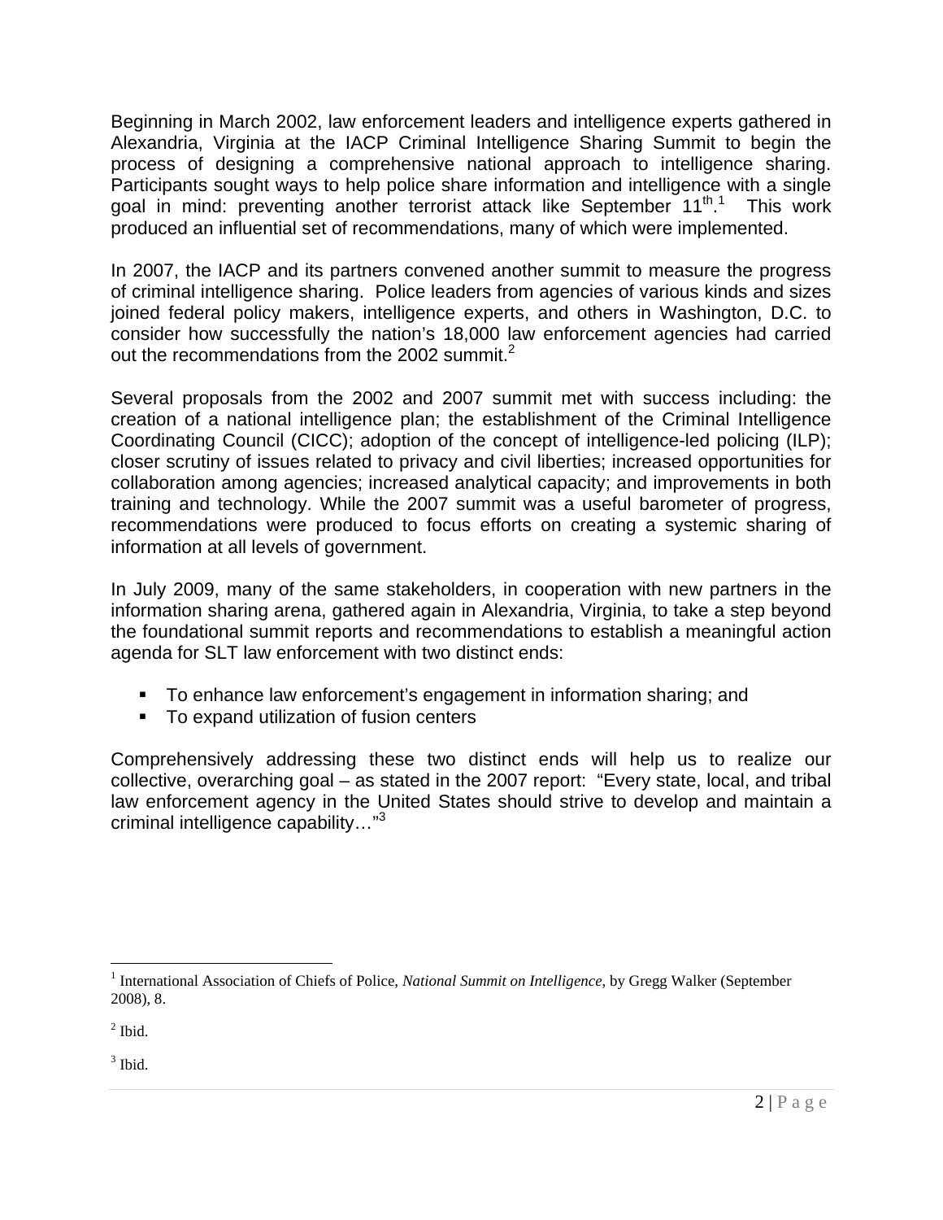Beginning in March 2002, law enforcement leaders and intelligence experts gathered in Alexandria, Virginia at the IACP Criminal Intelligence Sharing Summit to begin the process of designing a comprehensive national approach to intelligence sharing. Participants sought ways to help police share information and intelligence with a single goal in mind: preventing another terrorist attack like September 11th.[1] This work produced an influential set of recommendations, many of which were implemented.

In 2007, the IACP and its partners convened another summit to measure the progress of criminal intelligence sharing. Police leaders from agencies of various kinds and sizes joined federal policy makers, intelligence experts, and others in Washington, D.C. to consider how successfully the nation's 18,000 law enforcement agencies had carried out the recommendations from the 2002 summit.[2]

Several proposals from the 2002 and 2007 summit met with success including: the creation of a national intelligence plan; the establishment of the Criminal Intelligence Coordinating Council (CICC); adoption of the concept of intelligence-led policing (ILP); closer scrutiny of issues related to privacy and civil liberties; increased opportunities for collaboration among agencies; increased analytical capacity; and improvements in both training and technology. While the 2007 summit was a useful barometer of progress, recommendations were produced to focus efforts on creating a systemic sharing of information at all levels of government.

In July 2009, many of the same stakeholders, in cooperation with new partners in the information sharing arena, gathered again in Alexandria, Virginia, to take a step beyond the foundational summit reports and recommendations to establish a meaningful action agenda for SLT law enforcement with two distinct ends:

- To enhance law enforcement's engagement in information sharing; and
- To expand utilization of fusion centers

Comprehensively addressing these two distinct ends will help us to realize our collective, overarching goal – as stated in the 2007 report: "Every state, local, and tribal law enforcement agency in the United States should strive to develop and maintain a criminal intelligence capability…"[3]

---

[1] International Association of Chiefs of Police, *National Summit on Intelligence*, by Gregg Walker (September 2008), 8.

[2] Ibid.

[3] Ibid.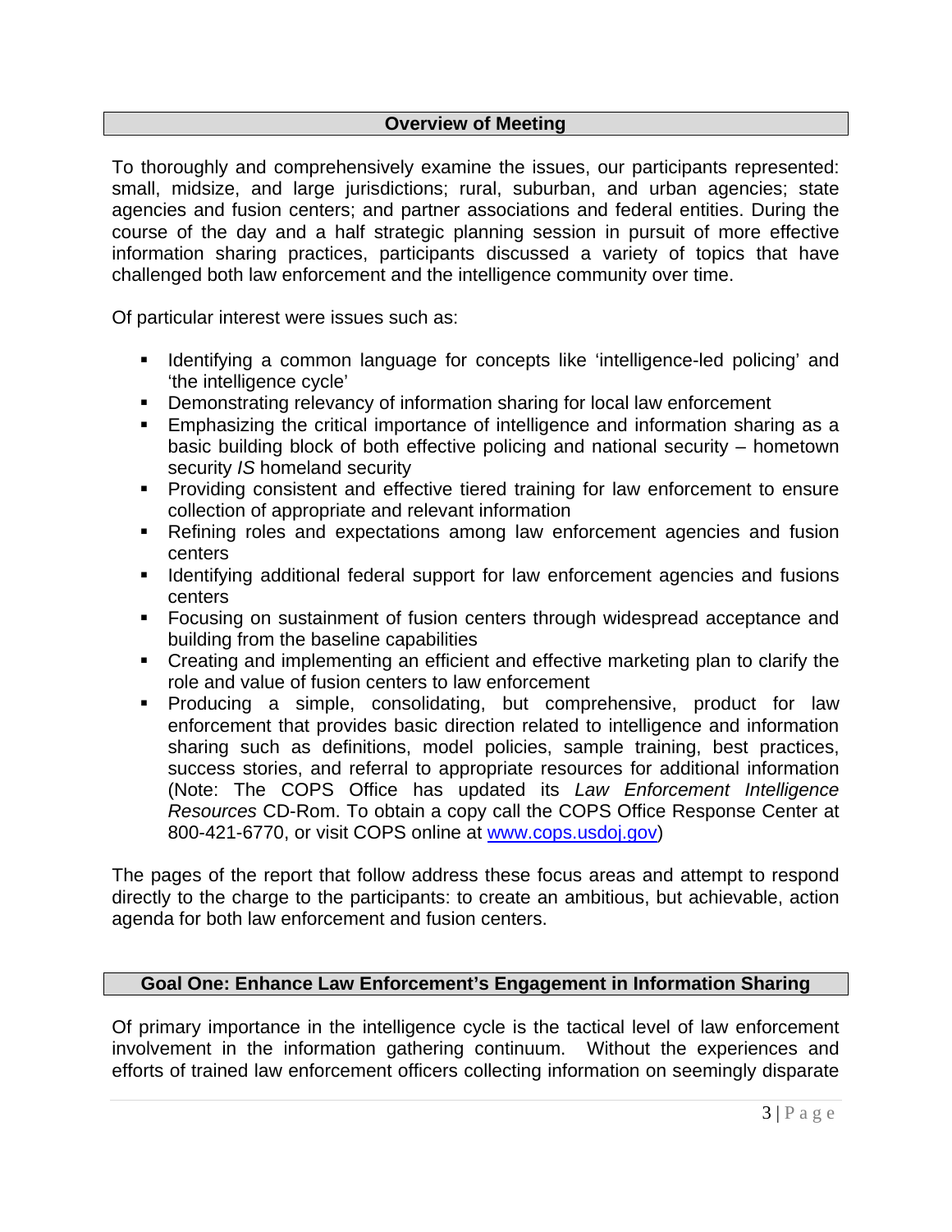## Overview of Meeting

To thoroughly and comprehensively examine the issues, our participants represented: small, midsize, and large jurisdictions; rural, suburban, and urban agencies; state agencies and fusion centers; and partner associations and federal entities. During the course of the day and a half strategic planning session in pursuit of more effective information sharing practices, participants discussed a variety of topics that have challenged both law enforcement and the intelligence community over time.

Of particular interest were issues such as:

- Identifying a common language for concepts like 'intelligence-led policing' and 'the intelligence cycle'
- Demonstrating relevancy of information sharing for local law enforcement
- Emphasizing the critical importance of intelligence and information sharing as a basic building block of both effective policing and national security – hometown security *IS* homeland security
- Providing consistent and effective tiered training for law enforcement to ensure collection of appropriate and relevant information
- Refining roles and expectations among law enforcement agencies and fusion centers
- Identifying additional federal support for law enforcement agencies and fusions centers
- Focusing on sustainment of fusion centers through widespread acceptance and building from the baseline capabilities
- Creating and implementing an efficient and effective marketing plan to clarify the role and value of fusion centers to law enforcement
- Producing a simple, consolidating, but comprehensive, product for law enforcement that provides basic direction related to intelligence and information sharing such as definitions, model policies, sample training, best practices, success stories, and referral to appropriate resources for additional information (Note: The COPS Office has updated its *Law Enforcement Intelligence Resources* CD-Rom. To obtain a copy call the COPS Office Response Center at 800-421-6770, or visit COPS online at www.cops.usdoj.gov)

The pages of the report that follow address these focus areas and attempt to respond directly to the charge to the participants: to create an ambitious, but achievable, action agenda for both law enforcement and fusion centers.

## Goal One: Enhance Law Enforcement's Engagement in Information Sharing

Of primary importance in the intelligence cycle is the tactical level of law enforcement involvement in the information gathering continuum. Without the experiences and efforts of trained law enforcement officers collecting information on seemingly disparate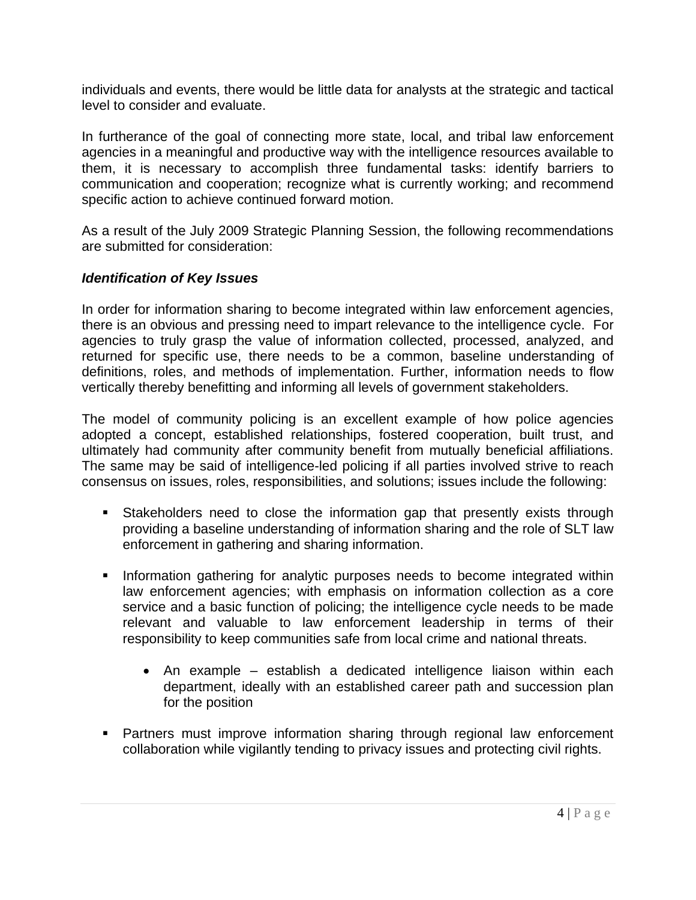individuals and events, there would be little data for analysts at the strategic and tactical level to consider and evaluate.

In furtherance of the goal of connecting more state, local, and tribal law enforcement agencies in a meaningful and productive way with the intelligence resources available to them, it is necessary to accomplish three fundamental tasks: identify barriers to communication and cooperation; recognize what is currently working; and recommend specific action to achieve continued forward motion.

As a result of the July 2009 Strategic Planning Session, the following recommendations are submitted for consideration:

***Identification of Key Issues***

In order for information sharing to become integrated within law enforcement agencies, there is an obvious and pressing need to impart relevance to the intelligence cycle. For agencies to truly grasp the value of information collected, processed, analyzed, and returned for specific use, there needs to be a common, baseline understanding of definitions, roles, and methods of implementation. Further, information needs to flow vertically thereby benefitting and informing all levels of government stakeholders.

The model of community policing is an excellent example of how police agencies adopted a concept, established relationships, fostered cooperation, built trust, and ultimately had community after community benefit from mutually beneficial affiliations. The same may be said of intelligence-led policing if all parties involved strive to reach consensus on issues, roles, responsibilities, and solutions; issues include the following:

- Stakeholders need to close the information gap that presently exists through providing a baseline understanding of information sharing and the role of SLT law enforcement in gathering and sharing information.
- Information gathering for analytic purposes needs to become integrated within law enforcement agencies; with emphasis on information collection as a core service and a basic function of policing; the intelligence cycle needs to be made relevant and valuable to law enforcement leadership in terms of their responsibility to keep communities safe from local crime and national threats.
    - An example – establish a dedicated intelligence liaison within each department, ideally with an established career path and succession plan for the position
- Partners must improve information sharing through regional law enforcement collaboration while vigilantly tending to privacy issues and protecting civil rights.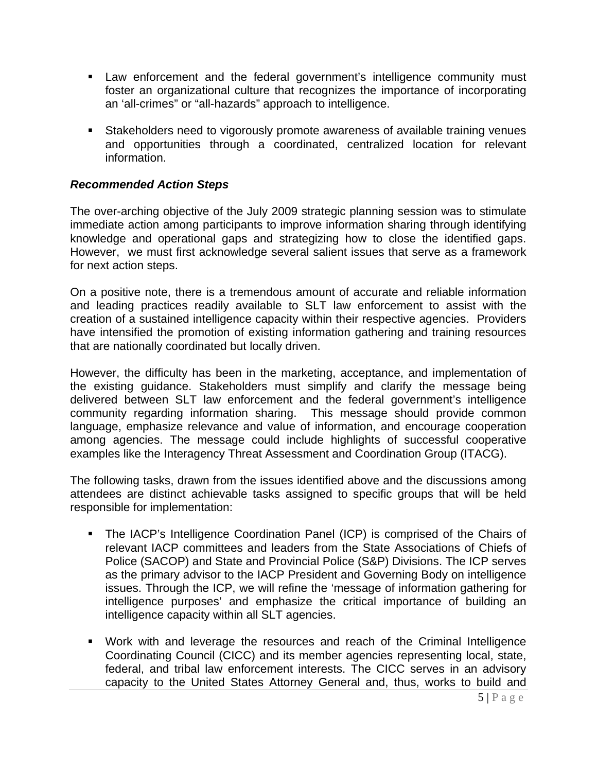- Law enforcement and the federal government's intelligence community must foster an organizational culture that recognizes the importance of incorporating an 'all-crimes" or "all-hazards" approach to intelligence.

- Stakeholders need to vigorously promote awareness of available training venues and opportunities through a coordinated, centralized location for relevant information.

***Recommended Action Steps***

The over-arching objective of the July 2009 strategic planning session was to stimulate immediate action among participants to improve information sharing through identifying knowledge and operational gaps and strategizing how to close the identified gaps. However, we must first acknowledge several salient issues that serve as a framework for next action steps.

On a positive note, there is a tremendous amount of accurate and reliable information and leading practices readily available to SLT law enforcement to assist with the creation of a sustained intelligence capacity within their respective agencies. Providers have intensified the promotion of existing information gathering and training resources that are nationally coordinated but locally driven.

However, the difficulty has been in the marketing, acceptance, and implementation of the existing guidance. Stakeholders must simplify and clarify the message being delivered between SLT law enforcement and the federal government's intelligence community regarding information sharing. This message should provide common language, emphasize relevance and value of information, and encourage cooperation among agencies. The message could include highlights of successful cooperative examples like the Interagency Threat Assessment and Coordination Group (ITACG).

The following tasks, drawn from the issues identified above and the discussions among attendees are distinct achievable tasks assigned to specific groups that will be held responsible for implementation:

- The IACP's Intelligence Coordination Panel (ICP) is comprised of the Chairs of relevant IACP committees and leaders from the State Associations of Chiefs of Police (SACOP) and State and Provincial Police (S&P) Divisions. The ICP serves as the primary advisor to the IACP President and Governing Body on intelligence issues. Through the ICP, we will refine the 'message of information gathering for intelligence purposes' and emphasize the critical importance of building an intelligence capacity within all SLT agencies.

- Work with and leverage the resources and reach of the Criminal Intelligence Coordinating Council (CICC) and its member agencies representing local, state, federal, and tribal law enforcement interests. The CICC serves in an advisory capacity to the United States Attorney General and, thus, works to build and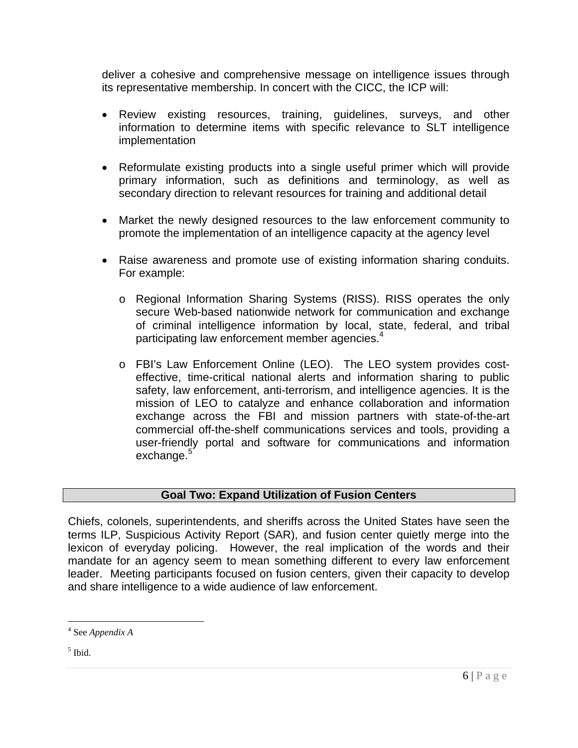deliver a cohesive and comprehensive message on intelligence issues through its representative membership. In concert with the CICC, the ICP will:

- Review existing resources, training, guidelines, surveys, and other information to determine items with specific relevance to SLT intelligence implementation

- Reformulate existing products into a single useful primer which will provide primary information, such as definitions and terminology, as well as secondary direction to relevant resources for training and additional detail

- Market the newly designed resources to the law enforcement community to promote the implementation of an intelligence capacity at the agency level

- Raise awareness and promote use of existing information sharing conduits. For example:

  - Regional Information Sharing Systems (RISS). RISS operates the only secure Web-based nationwide network for communication and exchange of criminal intelligence information by local, state, federal, and tribal participating law enforcement member agencies.[4]

  - FBI's Law Enforcement Online (LEO). The LEO system provides cost-effective, time-critical national alerts and information sharing to public safety, law enforcement, anti-terrorism, and intelligence agencies. It is the mission of LEO to catalyze and enhance collaboration and information exchange across the FBI and mission partners with state-of-the-art commercial off-the-shelf communications services and tools, providing a user-friendly portal and software for communications and information exchange.[5]

## Goal Two: Expand Utilization of Fusion Centers

Chiefs, colonels, superintendents, and sheriffs across the United States have seen the terms ILP, Suspicious Activity Report (SAR), and fusion center quietly merge into the lexicon of everyday policing. However, the real implication of the words and their mandate for an agency seem to mean something different to every law enforcement leader. Meeting participants focused on fusion centers, given their capacity to develop and share intelligence to a wide audience of law enforcement.

---

[4] See *Appendix A*

[5] Ibid.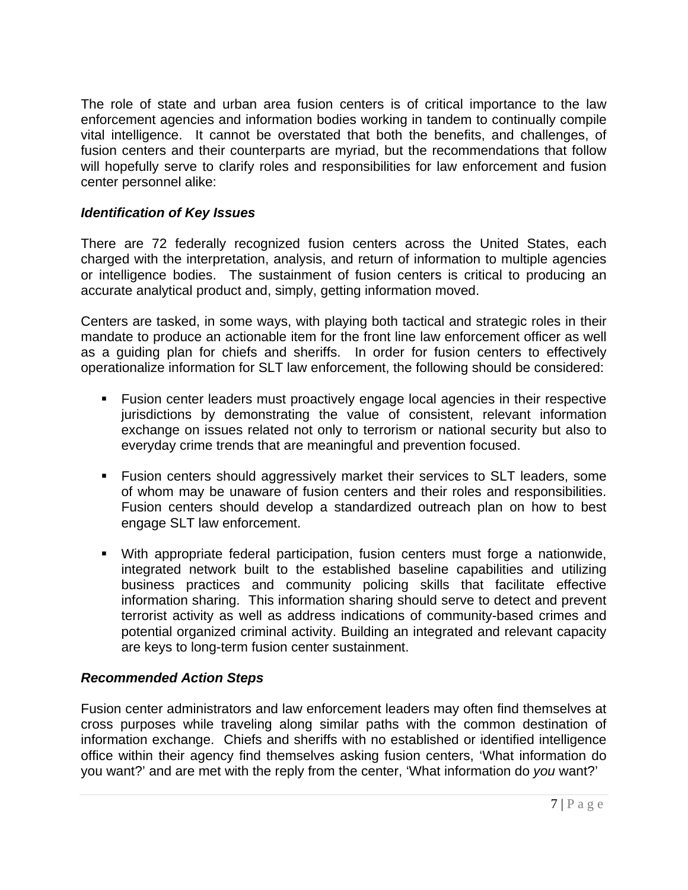The role of state and urban area fusion centers is of critical importance to the law enforcement agencies and information bodies working in tandem to continually compile vital intelligence. It cannot be overstated that both the benefits, and challenges, of fusion centers and their counterparts are myriad, but the recommendations that follow will hopefully serve to clarify roles and responsibilities for law enforcement and fusion center personnel alike:

### *Identification of Key Issues*

There are 72 federally recognized fusion centers across the United States, each charged with the interpretation, analysis, and return of information to multiple agencies or intelligence bodies. The sustainment of fusion centers is critical to producing an accurate analytical product and, simply, getting information moved.

Centers are tasked, in some ways, with playing both tactical and strategic roles in their mandate to produce an actionable item for the front line law enforcement officer as well as a guiding plan for chiefs and sheriffs. In order for fusion centers to effectively operationalize information for SLT law enforcement, the following should be considered:

- Fusion center leaders must proactively engage local agencies in their respective jurisdictions by demonstrating the value of consistent, relevant information exchange on issues related not only to terrorism or national security but also to everyday crime trends that are meaningful and prevention focused.

- Fusion centers should aggressively market their services to SLT leaders, some of whom may be unaware of fusion centers and their roles and responsibilities. Fusion centers should develop a standardized outreach plan on how to best engage SLT law enforcement.

- With appropriate federal participation, fusion centers must forge a nationwide, integrated network built to the established baseline capabilities and utilizing business practices and community policing skills that facilitate effective information sharing. This information sharing should serve to detect and prevent terrorist activity as well as address indications of community-based crimes and potential organized criminal activity. Building an integrated and relevant capacity are keys to long-term fusion center sustainment.

### *Recommended Action Steps*

Fusion center administrators and law enforcement leaders may often find themselves at cross purposes while traveling along similar paths with the common destination of information exchange. Chiefs and sheriffs with no established or identified intelligence office within their agency find themselves asking fusion centers, 'What information do you want?' and are met with the reply from the center, 'What information do *you* want?'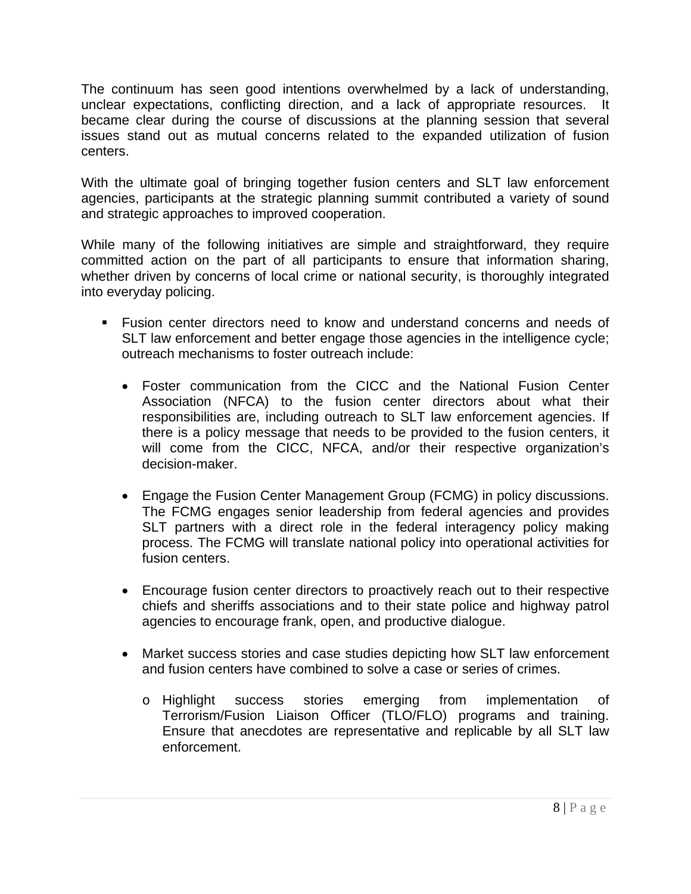The continuum has seen good intentions overwhelmed by a lack of understanding, unclear expectations, conflicting direction, and a lack of appropriate resources. It became clear during the course of discussions at the planning session that several issues stand out as mutual concerns related to the expanded utilization of fusion centers.

With the ultimate goal of bringing together fusion centers and SLT law enforcement agencies, participants at the strategic planning summit contributed a variety of sound and strategic approaches to improved cooperation.

While many of the following initiatives are simple and straightforward, they require committed action on the part of all participants to ensure that information sharing, whether driven by concerns of local crime or national security, is thoroughly integrated into everyday policing.

- Fusion center directors need to know and understand concerns and needs of SLT law enforcement and better engage those agencies in the intelligence cycle; outreach mechanisms to foster outreach include:
  - Foster communication from the CICC and the National Fusion Center Association (NFCA) to the fusion center directors about what their responsibilities are, including outreach to SLT law enforcement agencies. If there is a policy message that needs to be provided to the fusion centers, it will come from the CICC, NFCA, and/or their respective organization's decision-maker.
  - Engage the Fusion Center Management Group (FCMG) in policy discussions. The FCMG engages senior leadership from federal agencies and provides SLT partners with a direct role in the federal interagency policy making process. The FCMG will translate national policy into operational activities for fusion centers.
  - Encourage fusion center directors to proactively reach out to their respective chiefs and sheriffs associations and to their state police and highway patrol agencies to encourage frank, open, and productive dialogue.
  - Market success stories and case studies depicting how SLT law enforcement and fusion centers have combined to solve a case or series of crimes.
    - Highlight success stories emerging from implementation of Terrorism/Fusion Liaison Officer (TLO/FLO) programs and training. Ensure that anecdotes are representative and replicable by all SLT law enforcement.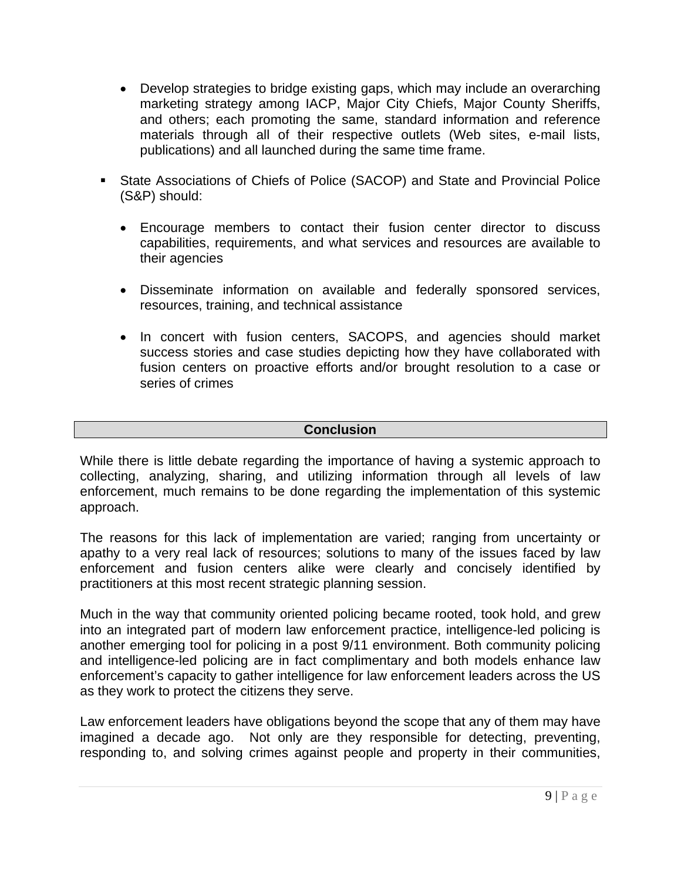- Develop strategies to bridge existing gaps, which may include an overarching marketing strategy among IACP, Major City Chiefs, Major County Sheriffs, and others; each promoting the same, standard information and reference materials through all of their respective outlets (Web sites, e-mail lists, publications) and all launched during the same time frame.

- State Associations of Chiefs of Police (SACOP) and State and Provincial Police (S&P) should:

  - Encourage members to contact their fusion center director to discuss capabilities, requirements, and what services and resources are available to their agencies

  - Disseminate information on available and federally sponsored services, resources, training, and technical assistance

  - In concert with fusion centers, SACOPS, and agencies should market success stories and case studies depicting how they have collaborated with fusion centers on proactive efforts and/or brought resolution to a case or series of crimes

## Conclusion

While there is little debate regarding the importance of having a systemic approach to collecting, analyzing, sharing, and utilizing information through all levels of law enforcement, much remains to be done regarding the implementation of this systemic approach.

The reasons for this lack of implementation are varied; ranging from uncertainty or apathy to a very real lack of resources; solutions to many of the issues faced by law enforcement and fusion centers alike were clearly and concisely identified by practitioners at this most recent strategic planning session.

Much in the way that community oriented policing became rooted, took hold, and grew into an integrated part of modern law enforcement practice, intelligence-led policing is another emerging tool for policing in a post 9/11 environment. Both community policing and intelligence-led policing are in fact complimentary and both models enhance law enforcement's capacity to gather intelligence for law enforcement leaders across the US as they work to protect the citizens they serve.

Law enforcement leaders have obligations beyond the scope that any of them may have imagined a decade ago. Not only are they responsible for detecting, preventing, responding to, and solving crimes against people and property in their communities,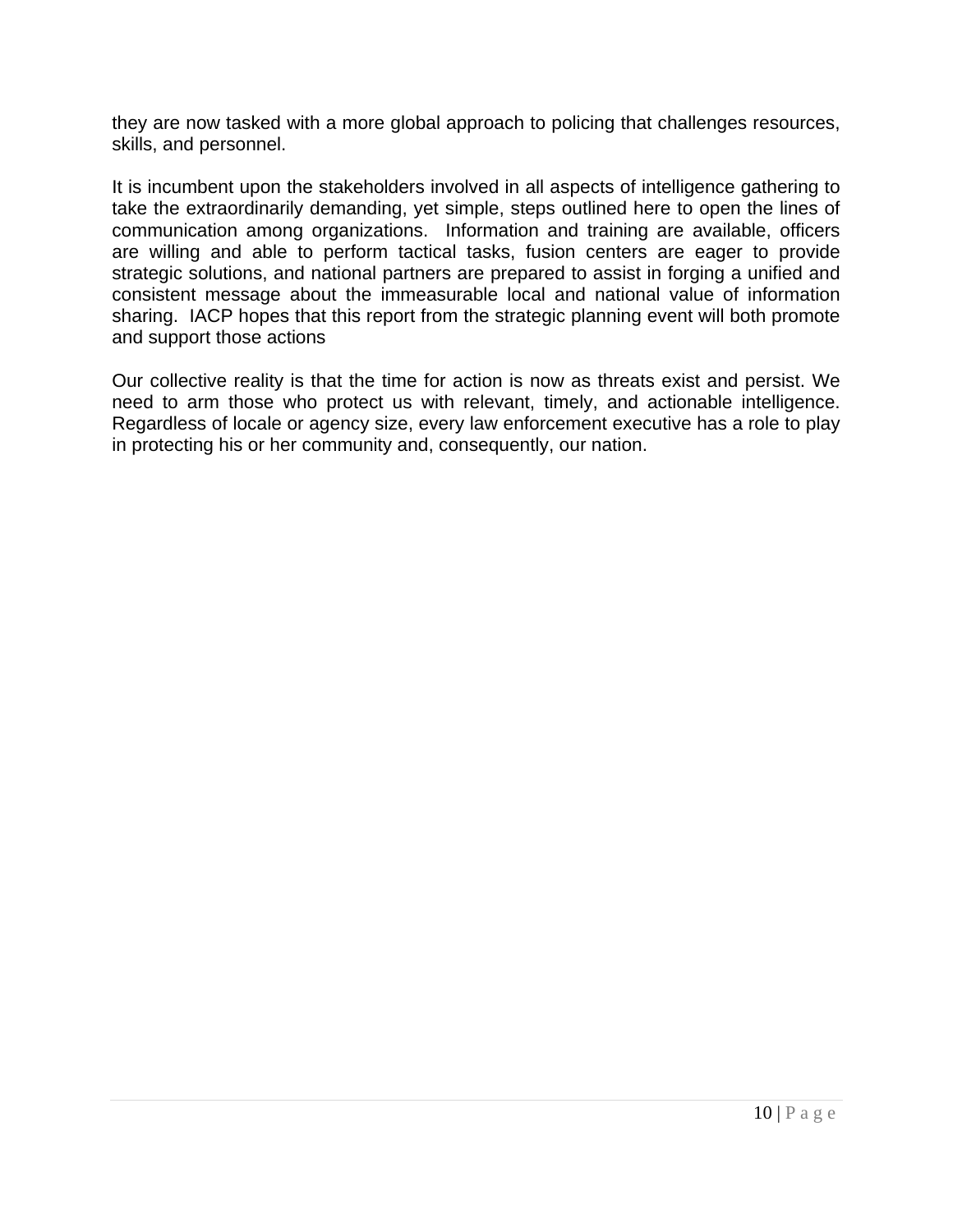they are now tasked with a more global approach to policing that challenges resources, skills, and personnel.

It is incumbent upon the stakeholders involved in all aspects of intelligence gathering to take the extraordinarily demanding, yet simple, steps outlined here to open the lines of communication among organizations. Information and training are available, officers are willing and able to perform tactical tasks, fusion centers are eager to provide strategic solutions, and national partners are prepared to assist in forging a unified and consistent message about the immeasurable local and national value of information sharing. IACP hopes that this report from the strategic planning event will both promote and support those actions

Our collective reality is that the time for action is now as threats exist and persist. We need to arm those who protect us with relevant, timely, and actionable intelligence. Regardless of locale or agency size, every law enforcement executive has a role to play in protecting his or her community and, consequently, our nation.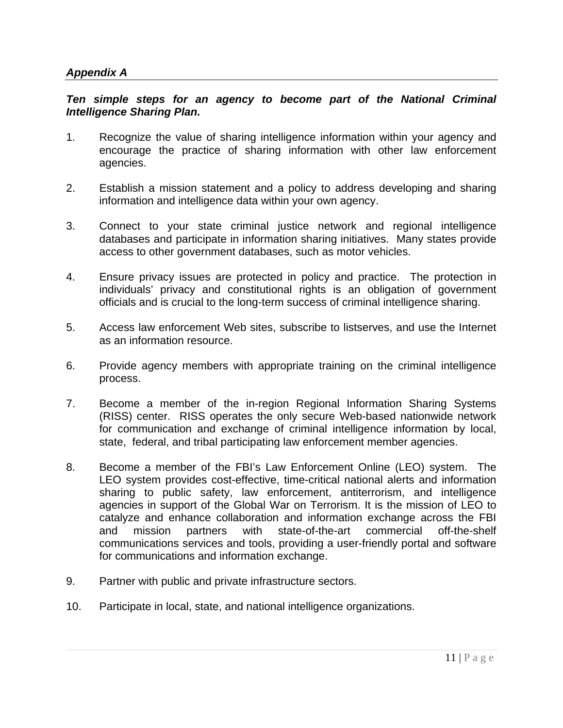### *Appendix A*

***Ten simple steps for an agency to become part of the National Criminal Intelligence Sharing Plan.***

1. Recognize the value of sharing intelligence information within your agency and encourage the practice of sharing information with other law enforcement agencies.

2. Establish a mission statement and a policy to address developing and sharing information and intelligence data within your own agency.

3. Connect to your state criminal justice network and regional intelligence databases and participate in information sharing initiatives. Many states provide access to other government databases, such as motor vehicles.

4. Ensure privacy issues are protected in policy and practice. The protection in individuals' privacy and constitutional rights is an obligation of government officials and is crucial to the long-term success of criminal intelligence sharing.

5. Access law enforcement Web sites, subscribe to listserves, and use the Internet as an information resource.

6. Provide agency members with appropriate training on the criminal intelligence process.

7. Become a member of the in-region Regional Information Sharing Systems (RISS) center. RISS operates the only secure Web-based nationwide network for communication and exchange of criminal intelligence information by local, state, federal, and tribal participating law enforcement member agencies.

8. Become a member of the FBI's Law Enforcement Online (LEO) system. The LEO system provides cost-effective, time-critical national alerts and information sharing to public safety, law enforcement, antiterrorism, and intelligence agencies in support of the Global War on Terrorism. It is the mission of LEO to catalyze and enhance collaboration and information exchange across the FBI and mission partners with state-of-the-art commercial off-the-shelf communications services and tools, providing a user-friendly portal and software for communications and information exchange.

9. Partner with public and private infrastructure sectors.

10. Participate in local, state, and national intelligence organizations.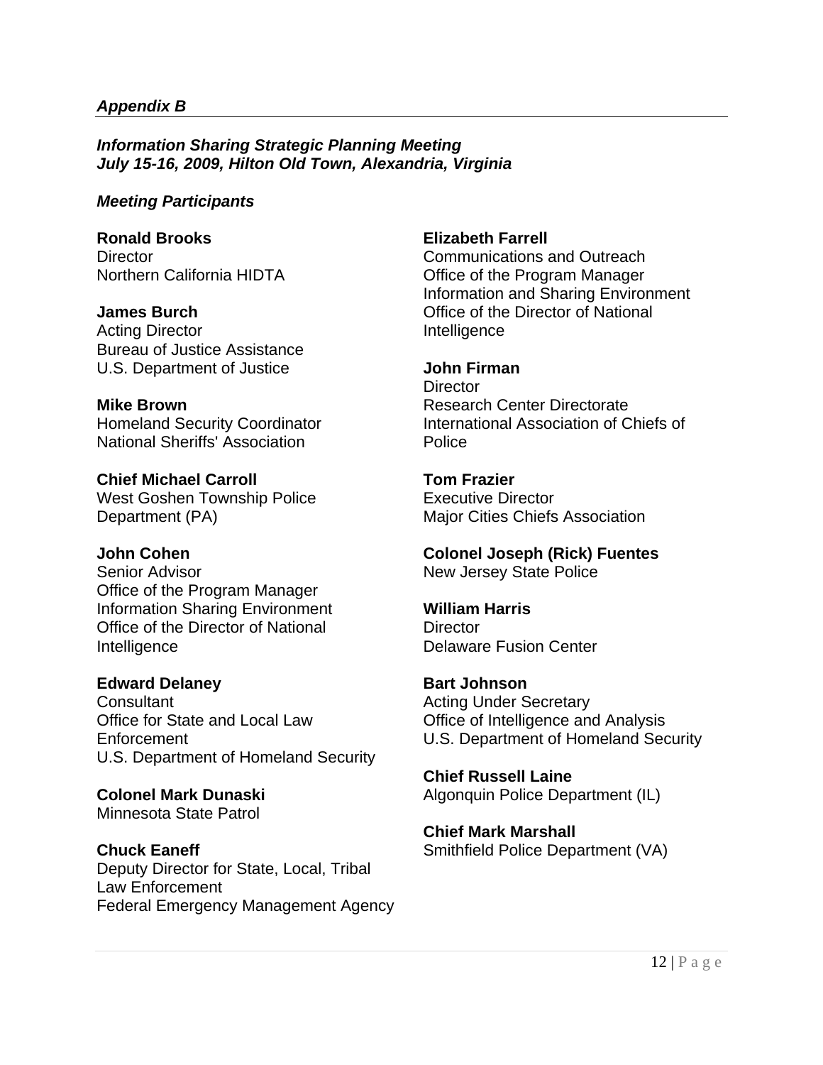***Appendix B***

***Information Sharing Strategic Planning Meeting***
***July 15-16, 2009, Hilton Old Town, Alexandria, Virginia***

***Meeting Participants***

**Ronald Brooks**
Director
Northern California HIDTA

**James Burch**
Acting Director
Bureau of Justice Assistance
U.S. Department of Justice

**Mike Brown**
Homeland Security Coordinator
National Sheriffs' Association

**Chief Michael Carroll**
West Goshen Township Police Department (PA)

**John Cohen**
Senior Advisor
Office of the Program Manager
Information Sharing Environment
Office of the Director of National Intelligence

**Edward Delaney**
Consultant
Office for State and Local Law Enforcement
U.S. Department of Homeland Security

**Colonel Mark Dunaski**
Minnesota State Patrol

**Chuck Eaneff**
Deputy Director for State, Local, Tribal Law Enforcement
Federal Emergency Management Agency

**Elizabeth Farrell**
Communications and Outreach
Office of the Program Manager
Information and Sharing Environment
Office of the Director of National Intelligence

**John Firman**
Director
Research Center Directorate
International Association of Chiefs of Police

**Tom Frazier**
Executive Director
Major Cities Chiefs Association

**Colonel Joseph (Rick) Fuentes**
New Jersey State Police

**William Harris**
Director
Delaware Fusion Center

**Bart Johnson**
Acting Under Secretary
Office of Intelligence and Analysis
U.S. Department of Homeland Security

**Chief Russell Laine**
Algonquin Police Department (IL)

**Chief Mark Marshall**
Smithfield Police Department (VA)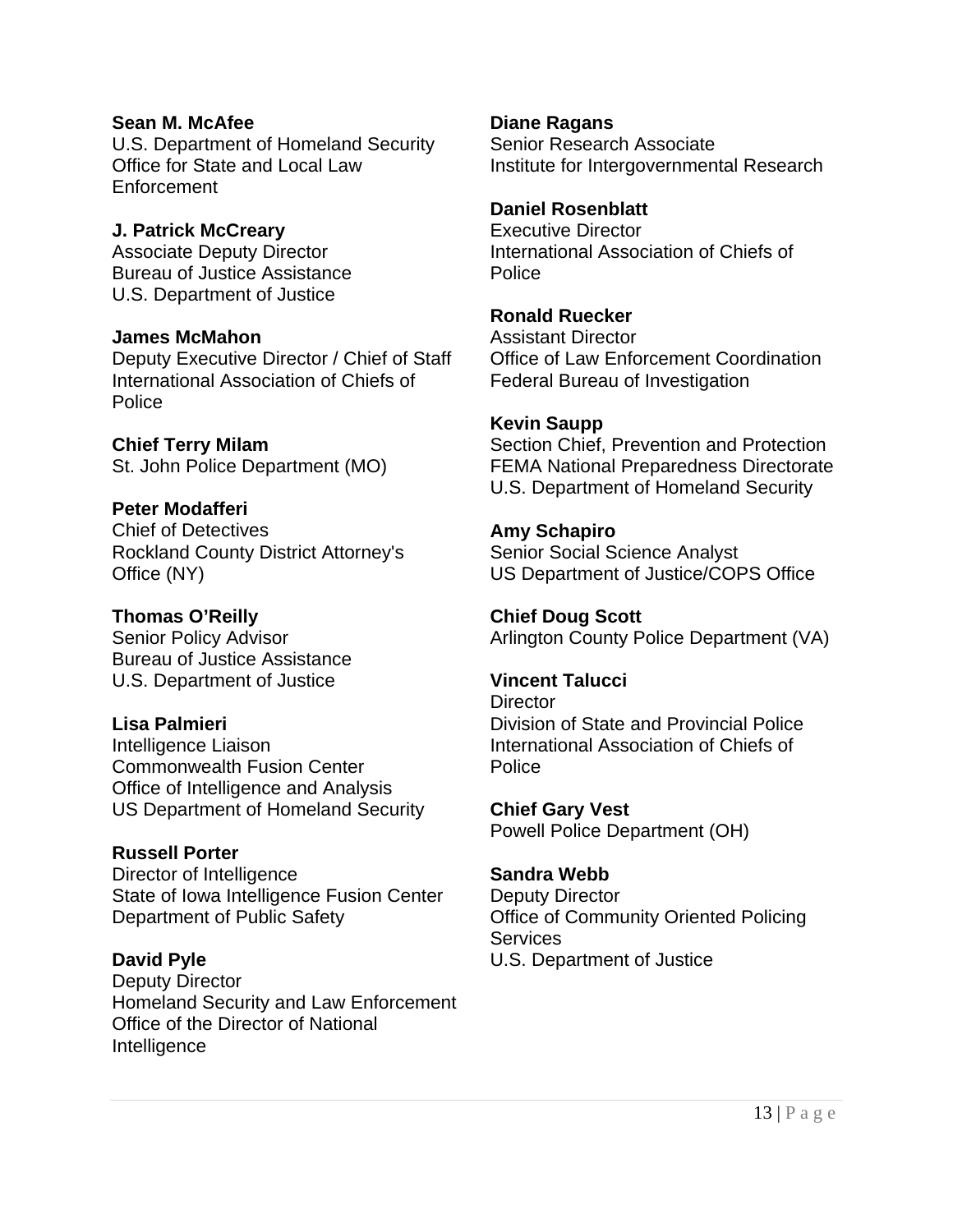**Sean M. McAfee**
U.S. Department of Homeland Security
Office for State and Local Law Enforcement

**J. Patrick McCreary**
Associate Deputy Director
Bureau of Justice Assistance
U.S. Department of Justice

**James McMahon**
Deputy Executive Director / Chief of Staff
International Association of Chiefs of Police

**Chief Terry Milam**
St. John Police Department (MO)

**Peter Modafferi**
Chief of Detectives
Rockland County District Attorney's Office (NY)

**Thomas O'Reilly**
Senior Policy Advisor
Bureau of Justice Assistance
U.S. Department of Justice

**Lisa Palmieri**
Intelligence Liaison
Commonwealth Fusion Center
Office of Intelligence and Analysis
US Department of Homeland Security

**Russell Porter**
Director of Intelligence
State of Iowa Intelligence Fusion Center
Department of Public Safety

**David Pyle**
Deputy Director
Homeland Security and Law Enforcement
Office of the Director of National Intelligence

**Diane Ragans**
Senior Research Associate
Institute for Intergovernmental Research

**Daniel Rosenblatt**
Executive Director
International Association of Chiefs of Police

**Ronald Ruecker**
Assistant Director
Office of Law Enforcement Coordination
Federal Bureau of Investigation

**Kevin Saupp**
Section Chief, Prevention and Protection
FEMA National Preparedness Directorate
U.S. Department of Homeland Security

**Amy Schapiro**
Senior Social Science Analyst
US Department of Justice/COPS Office

**Chief Doug Scott**
Arlington County Police Department (VA)

**Vincent Talucci**
Director
Division of State and Provincial Police
International Association of Chiefs of Police

**Chief Gary Vest**
Powell Police Department (OH)

**Sandra Webb**
Deputy Director
Office of Community Oriented Policing Services
U.S. Department of Justice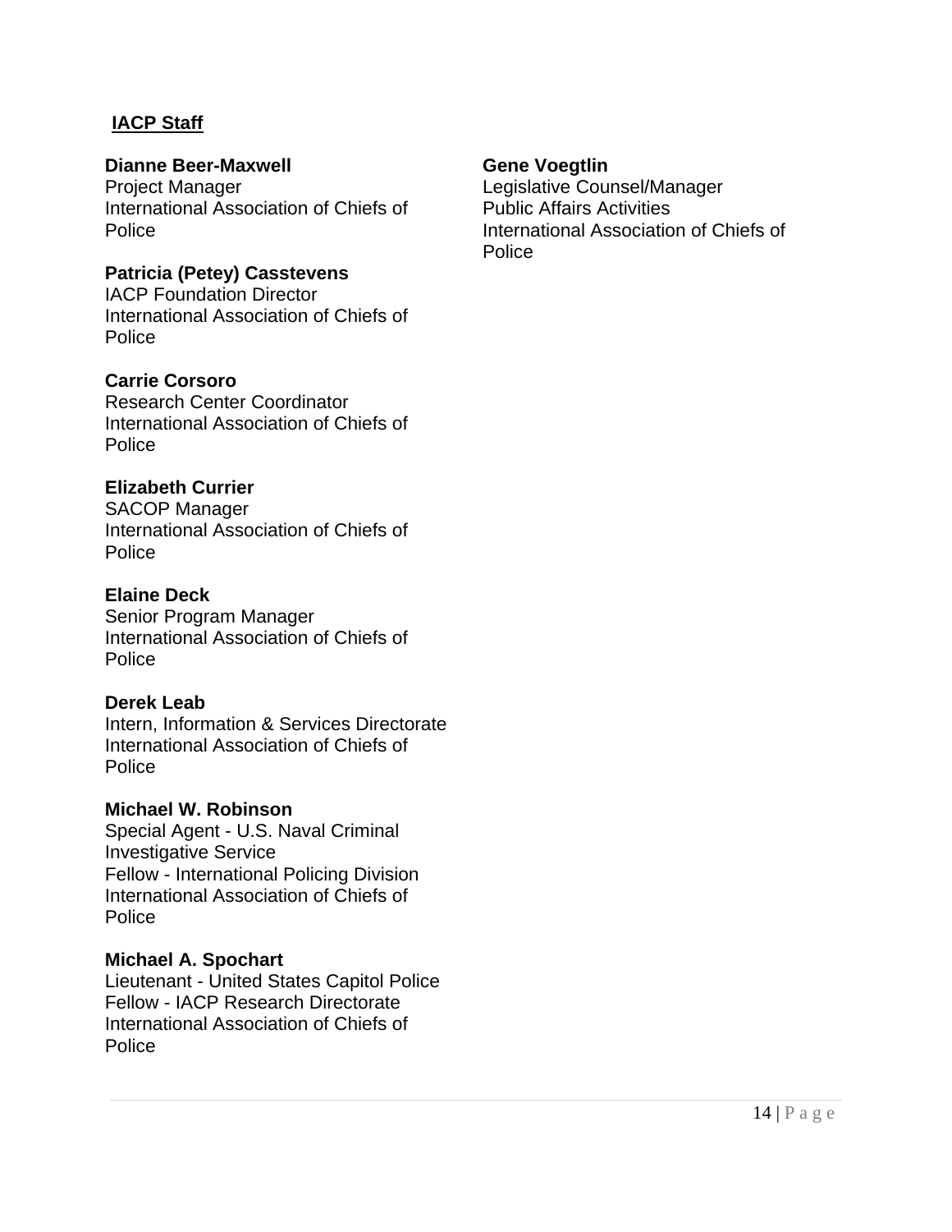## IACP Staff

**Dianne Beer-Maxwell**
Project Manager
International Association of Chiefs of Police

**Patricia (Petey) Casstevens**
IACP Foundation Director
International Association of Chiefs of Police

**Carrie Corsoro**
Research Center Coordinator
International Association of Chiefs of Police

**Elizabeth Currier**
SACOP Manager
International Association of Chiefs of Police

**Elaine Deck**
Senior Program Manager
International Association of Chiefs of Police

**Derek Leab**
Intern, Information & Services Directorate
International Association of Chiefs of Police

**Michael W. Robinson**
Special Agent - U.S. Naval Criminal Investigative Service
Fellow - International Policing Division
International Association of Chiefs of Police

**Michael A. Spochart**
Lieutenant - United States Capitol Police
Fellow - IACP Research Directorate
International Association of Chiefs of Police

**Gene Voegtlin**
Legislative Counsel/Manager
Public Affairs Activities
International Association of Chiefs of Police